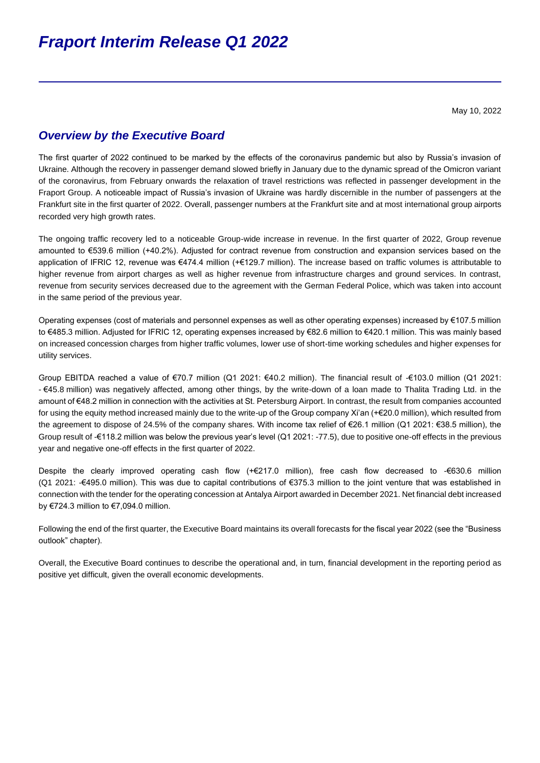# *Fraport Interim Release Q1 2022*

May 10, 2022

## *Overview by the Executive Board*

The first quarter of 2022 continued to be marked by the effects of the coronavirus pandemic but also by Russia's invasion of Ukraine. Although the recovery in passenger demand slowed briefly in January due to the dynamic spread of the Omicron variant of the coronavirus, from February onwards the relaxation of travel restrictions was reflected in passenger development in the Fraport Group. A noticeable impact of Russia's invasion of Ukraine was hardly discernible in the number of passengers at the Frankfurt site in the first quarter of 2022. Overall, passenger numbers at the Frankfurt site and at most international group airports recorded very high growth rates.

The ongoing traffic recovery led to a noticeable Group-wide increase in revenue. In the first quarter of 2022, Group revenue amounted to €539.6 million (+40.2%). Adjusted for contract revenue from construction and expansion services based on the application of IFRIC 12, revenue was €474.4 million (+€129.7 million). The increase based on traffic volumes is attributable to higher revenue from airport charges as well as higher revenue from infrastructure charges and ground services. In contrast, revenue from security services decreased due to the agreement with the German Federal Police, which was taken into account in the same period of the previous year.

Operating expenses (cost of materials and personnel expenses as well as other operating expenses) increased by €107.5 million to €485.3 million. Adjusted for IFRIC 12, operating expenses increased by €82.6 million to €420.1 million. This was mainly based on increased concession charges from higher traffic volumes, lower use of short-time working schedules and higher expenses for utility services.

Group EBITDA reached a value of €70.7 million (Q1 2021: €40.2 million). The financial result of -€103.0 million (Q1 2021: - €45.8 million) was negatively affected, among other things, by the write-down of a loan made to Thalita Trading Ltd. in the amount of €48.2 million in connection with the activities at St. Petersburg Airport. In contrast, the result from companies accounted for using the equity method increased mainly due to the write-up of the Group company Xi'an (+€20.0 million), which resulted from the agreement to dispose of 24.5% of the company shares. With income tax relief of €26.1 million (Q1 2021: €38.5 million), the Group result of -€118.2 million was below the previous year's level (Q1 2021: -77.5), due to positive one-off effects in the previous year and negative one-off effects in the first quarter of 2022.

Despite the clearly improved operating cash flow (+€217.0 million), free cash flow decreased to -€630.6 million (Q1 2021: -€495.0 million). This was due to capital contributions of €375.3 million to the joint venture that was established in connection with the tender for the operating concession at Antalya Airport awarded in December 2021. Net financial debt increased by €724.3 million to €7,094.0 million.

Following the end of the first quarter, the Executive Board maintains its overall forecasts for the fiscal year 2022 (see the "Business outlook" chapter).

Overall, the Executive Board continues to describe the operational and, in turn, financial development in the reporting period as positive yet difficult, given the overall economic developments.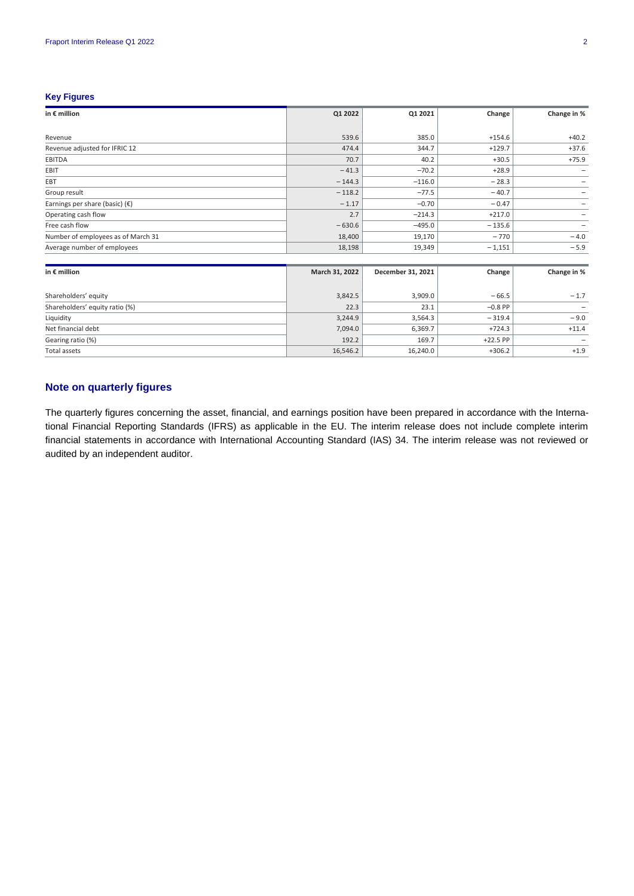### Key Figures

| in € million | Q1 2022 | Q1 2021 | Change | Change in % |
|---|---|---|---|---|
| Revenue | 539.6 | 385.0 | +154.6 | +40.2 |
| Revenue adjusted for IFRIC 12 | 474.4 | 344.7 | +129.7 | +37.6 |
| EBITDA | 70.7 | 40.2 | +30.5 | +75.9 |
| EBIT | −41.3 | −70.2 | +28.9 | – |
| EBT | −144.3 | −116.0 | −28.3 | – |
| Group result | −118.2 | −77.5 | −40.7 | – |
| Earnings per share (basic) (€) | −1.17 | −0.70 | −0.47 | – |
| Operating cash flow | 2.7 | −214.3 | +217.0 | – |
| Free cash flow | −630.6 | −495.0 | −135.6 | – |
| Number of employees as of March 31 | 18,400 | 19,170 | −770 | −4.0 |
| Average number of employees | 18,198 | 19,349 | −1,151 | −5.9 |

| in € million | March 31, 2022 | December 31, 2021 | Change | Change in % |
|---|---|---|---|---|
| Shareholders' equity | 3,842.5 | 3,909.0 | −66.5 | −1.7 |
| Shareholders' equity ratio (%) | 22.3 | 23.1 | −0.8 PP | – |
| Liquidity | 3,244.9 | 3,564.3 | −319.4 | −9.0 |
| Net financial debt | 7,094.0 | 6,369.7 | +724.3 | +11.4 |
| Gearing ratio (%) | 192.2 | 169.7 | +22.5 PP | – |
| Total assets | 16,546.2 | 16,240.0 | +306.2 | +1.9 |

## Note on quarterly figures

The quarterly figures concerning the asset, financial, and earnings position have been prepared in accordance with the International Financial Reporting Standards (IFRS) as applicable in the EU. The interim release does not include complete interim financial statements in accordance with International Accounting Standard (IAS) 34. The interim release was not reviewed or audited by an independent auditor.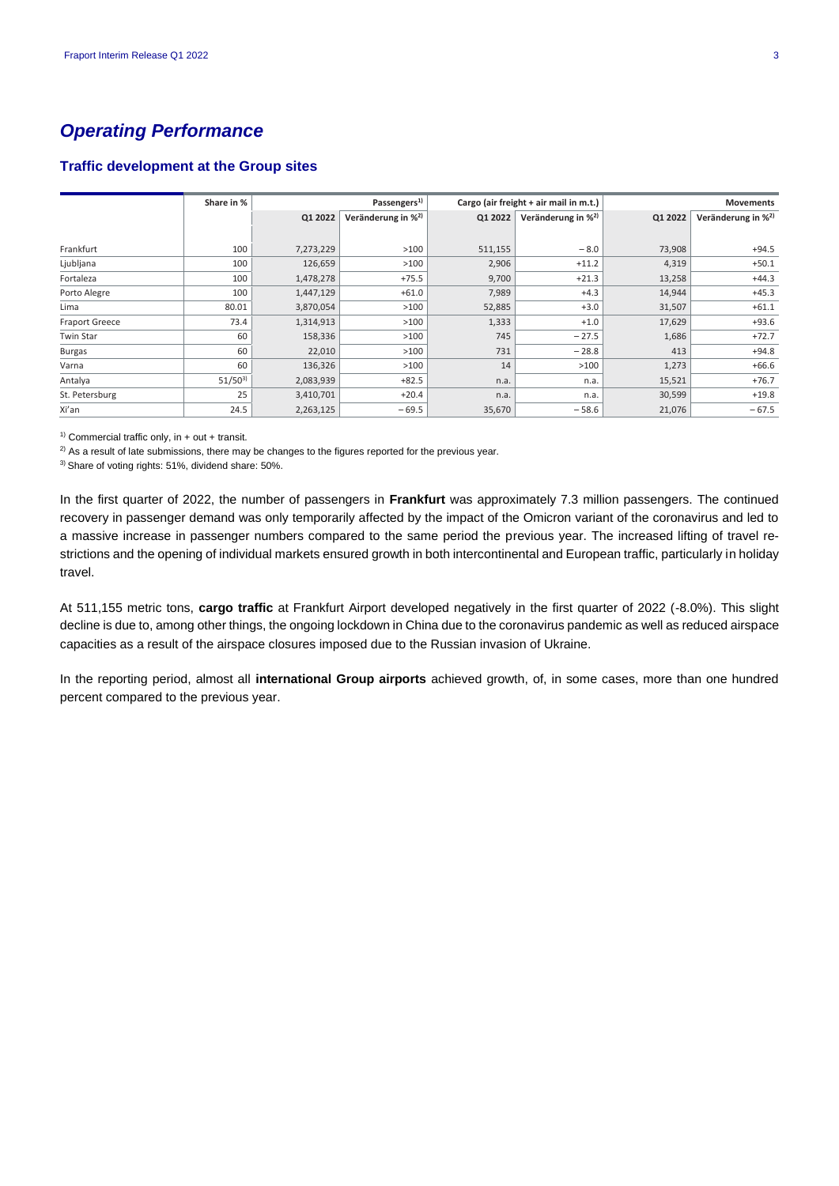## *Operating Performance*

### Traffic development at the Group sites

| | Share in % | Passengers[1] | | Cargo (air freight + air mail in m.t.) | | Movements | |
|---|---|---|---|---|---|---|---|
| | | Q1 2022 | Veränderung in %[2] | Q1 2022 | Veränderung in %[2] | Q1 2022 | Veränderung in %[2] |
| Frankfurt | 100 | 7,273,229 | >100 | 511,155 | − 8.0 | 73,908 | +94.5 |
| Ljubljana | 100 | 126,659 | >100 | 2,906 | +11.2 | 4,319 | +50.1 |
| Fortaleza | 100 | 1,478,278 | +75.5 | 9,700 | +21.3 | 13,258 | +44.3 |
| Porto Alegre | 100 | 1,447,129 | +61.0 | 7,989 | +4.3 | 14,944 | +45.3 |
| Lima | 80.01 | 3,870,054 | >100 | 52,885 | +3.0 | 31,507 | +61.1 |
| Fraport Greece | 73.4 | 1,314,913 | >100 | 1,333 | +1.0 | 17,629 | +93.6 |
| Twin Star | 60 | 158,336 | >100 | 745 | − 27.5 | 1,686 | +72.7 |
| Burgas | 60 | 22,010 | >100 | 731 | − 28.8 | 413 | +94.8 |
| Varna | 60 | 136,326 | >100 | 14 | >100 | 1,273 | +66.6 |
| Antalya | 51/50[3] | 2,083,939 | +82.5 | n.a. | n.a. | 15,521 | +76.7 |
| St. Petersburg | 25 | 3,410,701 | +20.4 | n.a. | n.a. | 30,599 | +19.8 |
| Xi'an | 24.5 | 2,263,125 | − 69.5 | 35,670 | − 58.6 | 21,076 | − 67.5 |

[1] Commercial traffic only, in + out + transit.

[2] As a result of late submissions, there may be changes to the figures reported for the previous year.

[3] Share of voting rights: 51%, dividend share: 50%.

In the first quarter of 2022, the number of passengers in **Frankfurt** was approximately 7.3 million passengers. The continued recovery in passenger demand was only temporarily affected by the impact of the Omicron variant of the coronavirus and led to a massive increase in passenger numbers compared to the same period the previous year. The increased lifting of travel restrictions and the opening of individual markets ensured growth in both intercontinental and European traffic, particularly in holiday travel.

At 511,155 metric tons, **cargo traffic** at Frankfurt Airport developed negatively in the first quarter of 2022 (-8.0%). This slight decline is due to, among other things, the ongoing lockdown in China due to the coronavirus pandemic as well as reduced airspace capacities as a result of the airspace closures imposed due to the Russian invasion of Ukraine.

In the reporting period, almost all **international Group airports** achieved growth, of, in some cases, more than one hundred percent compared to the previous year.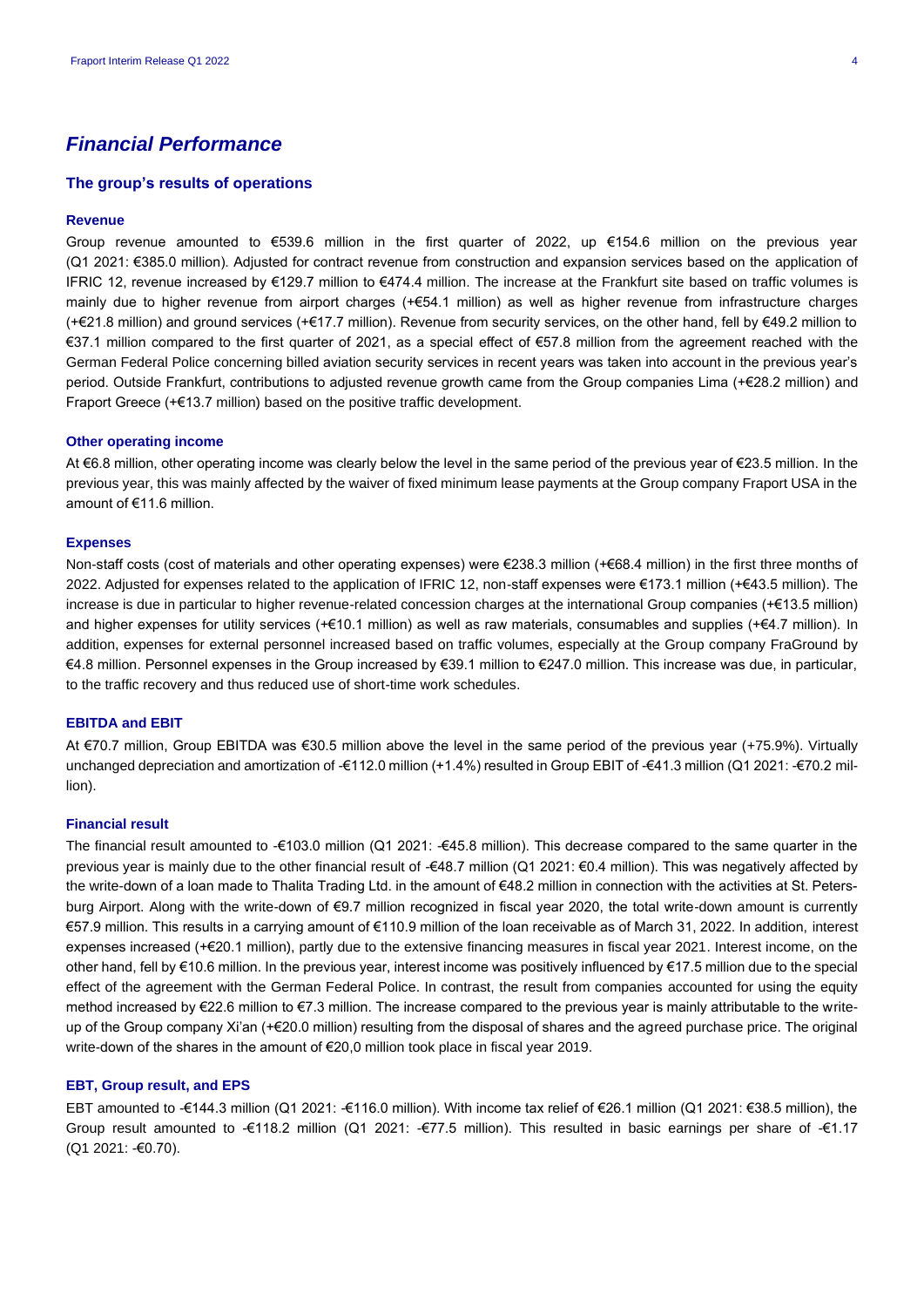## *Financial Performance*

### The group's results of operations

#### Revenue

Group revenue amounted to €539.6 million in the first quarter of 2022, up €154.6 million on the previous year (Q1 2021: €385.0 million). Adjusted for contract revenue from construction and expansion services based on the application of IFRIC 12, revenue increased by €129.7 million to €474.4 million. The increase at the Frankfurt site based on traffic volumes is mainly due to higher revenue from airport charges (+€54.1 million) as well as higher revenue from infrastructure charges (+€21.8 million) and ground services (+€17.7 million). Revenue from security services, on the other hand, fell by €49.2 million to €37.1 million compared to the first quarter of 2021, as a special effect of €57.8 million from the agreement reached with the German Federal Police concerning billed aviation security services in recent years was taken into account in the previous year's period. Outside Frankfurt, contributions to adjusted revenue growth came from the Group companies Lima (+€28.2 million) and Fraport Greece (+€13.7 million) based on the positive traffic development.

#### Other operating income

At €6.8 million, other operating income was clearly below the level in the same period of the previous year of €23.5 million. In the previous year, this was mainly affected by the waiver of fixed minimum lease payments at the Group company Fraport USA in the amount of €11.6 million.

#### Expenses

Non-staff costs (cost of materials and other operating expenses) were €238.3 million (+€68.4 million) in the first three months of 2022. Adjusted for expenses related to the application of IFRIC 12, non-staff expenses were €173.1 million (+€43.5 million). The increase is due in particular to higher revenue-related concession charges at the international Group companies (+€13.5 million) and higher expenses for utility services (+€10.1 million) as well as raw materials, consumables and supplies (+€4.7 million). In addition, expenses for external personnel increased based on traffic volumes, especially at the Group company FraGround by €4.8 million. Personnel expenses in the Group increased by €39.1 million to €247.0 million. This increase was due, in particular, to the traffic recovery and thus reduced use of short-time work schedules.

#### EBITDA and EBIT

At €70.7 million, Group EBITDA was €30.5 million above the level in the same period of the previous year (+75.9%). Virtually unchanged depreciation and amortization of -€112.0 million (+1.4%) resulted in Group EBIT of -€41.3 million (Q1 2021: -€70.2 million).

#### Financial result

The financial result amounted to -€103.0 million (Q1 2021: -€45.8 million). This decrease compared to the same quarter in the previous year is mainly due to the other financial result of -€48.7 million (Q1 2021: €0.4 million). This was negatively affected by the write-down of a loan made to Thalita Trading Ltd. in the amount of €48.2 million in connection with the activities at St. Petersburg Airport. Along with the write-down of €9.7 million recognized in fiscal year 2020, the total write-down amount is currently €57.9 million. This results in a carrying amount of €110.9 million of the loan receivable as of March 31, 2022. In addition, interest expenses increased (+€20.1 million), partly due to the extensive financing measures in fiscal year 2021. Interest income, on the other hand, fell by €10.6 million. In the previous year, interest income was positively influenced by €17.5 million due to the special effect of the agreement with the German Federal Police. In contrast, the result from companies accounted for using the equity method increased by €22.6 million to €7.3 million. The increase compared to the previous year is mainly attributable to the write-up of the Group company Xi'an (+€20.0 million) resulting from the disposal of shares and the agreed purchase price. The original write-down of the shares in the amount of €20,0 million took place in fiscal year 2019.

#### EBT, Group result, and EPS

EBT amounted to -€144.3 million (Q1 2021: -€116.0 million). With income tax relief of €26.1 million (Q1 2021: €38.5 million), the Group result amounted to -€118.2 million (Q1 2021: -€77.5 million). This resulted in basic earnings per share of -€1.17 (Q1 2021: -€0.70).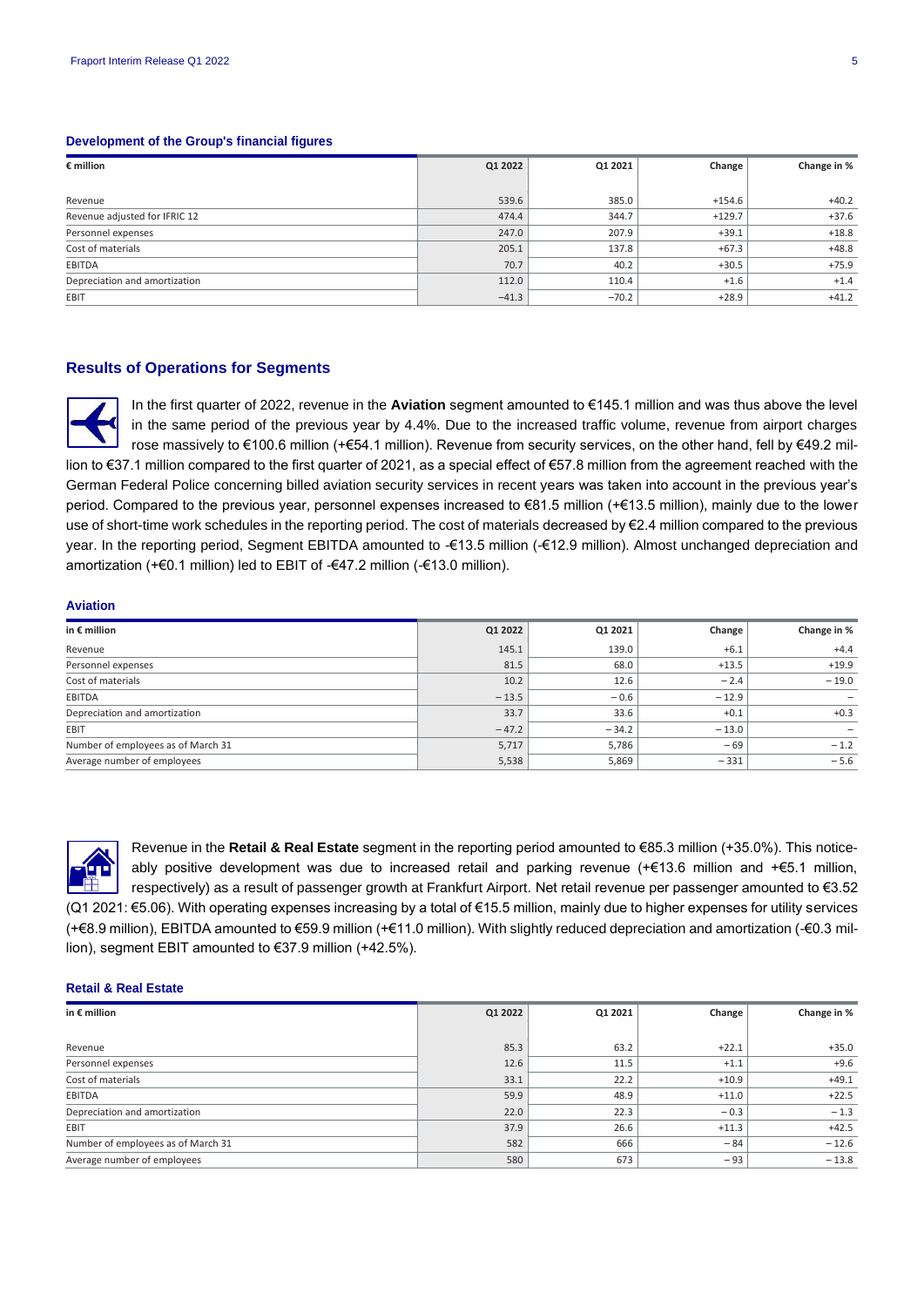### Development of the Group's financial figures

| € million | Q1 2022 | Q1 2021 | Change | Change in % |
|---|---|---|---|---|
| Revenue | 539.6 | 385.0 | +154.6 | +40.2 |
| Revenue adjusted for IFRIC 12 | 474.4 | 344.7 | +129.7 | +37.6 |
| Personnel expenses | 247.0 | 207.9 | +39.1 | +18.8 |
| Cost of materials | 205.1 | 137.8 | +67.3 | +48.8 |
| EBITDA | 70.7 | 40.2 | +30.5 | +75.9 |
| Depreciation and amortization | 112.0 | 110.4 | +1.6 | +1.4 |
| EBIT | –41.3 | –70.2 | +28.9 | +41.2 |

## Results of Operations for Segments

In the first quarter of 2022, revenue in the **Aviation** segment amounted to €145.1 million and was thus above the level in the same period of the previous year by 4.4%. Due to the increased traffic volume, revenue from airport charges rose massively to €100.6 million (+€54.1 million). Revenue from security services, on the other hand, fell by €49.2 million to €37.1 million compared to the first quarter of 2021, as a special effect of €57.8 million from the agreement reached with the German Federal Police concerning billed aviation security services in recent years was taken into account in the previous year's period. Compared to the previous year, personnel expenses increased to €81.5 million (+€13.5 million), mainly due to the lower use of short-time work schedules in the reporting period. The cost of materials decreased by €2.4 million compared to the previous year. In the reporting period, Segment EBITDA amounted to -€13.5 million (-€12.9 million). Almost unchanged depreciation and amortization (+€0.1 million) led to EBIT of -€47.2 million (-€13.0 million).

### Aviation

| in € million | Q1 2022 | Q1 2021 | Change | Change in % |
|---|---|---|---|---|
| Revenue | 145.1 | 139.0 | +6.1 | +4.4 |
| Personnel expenses | 81.5 | 68.0 | +13.5 | +19.9 |
| Cost of materials | 10.2 | 12.6 | – 2.4 | – 19.0 |
| EBITDA | – 13.5 | – 0.6 | – 12.9 | – |
| Depreciation and amortization | 33.7 | 33.6 | +0.1 | +0.3 |
| EBIT | – 47.2 | – 34.2 | – 13.0 | – |
| Number of employees as of March 31 | 5,717 | 5,786 | – 69 | – 1.2 |
| Average number of employees | 5,538 | 5,869 | – 331 | – 5.6 |

Revenue in the **Retail & Real Estate** segment in the reporting period amounted to €85.3 million (+35.0%). This noticeably positive development was due to increased retail and parking revenue (+€13.6 million and +€5.1 million, respectively) as a result of passenger growth at Frankfurt Airport. Net retail revenue per passenger amounted to €3.52 (Q1 2021: €5.06). With operating expenses increasing by a total of €15.5 million, mainly due to higher expenses for utility services (+€8.9 million), EBITDA amounted to €59.9 million (+€11.0 million). With slightly reduced depreciation and amortization (-€0.3 million), segment EBIT amounted to €37.9 million (+42.5%).

### Retail & Real Estate

| in € million | Q1 2022 | Q1 2021 | Change | Change in % |
|---|---|---|---|---|
| Revenue | 85.3 | 63.2 | +22.1 | +35.0 |
| Personnel expenses | 12.6 | 11.5 | +1.1 | +9.6 |
| Cost of materials | 33.1 | 22.2 | +10.9 | +49.1 |
| EBITDA | 59.9 | 48.9 | +11.0 | +22.5 |
| Depreciation and amortization | 22.0 | 22.3 | – 0.3 | – 1.3 |
| EBIT | 37.9 | 26.6 | +11.3 | +42.5 |
| Number of employees as of March 31 | 582 | 666 | – 84 | – 12.6 |
| Average number of employees | 580 | 673 | – 93 | – 13.8 |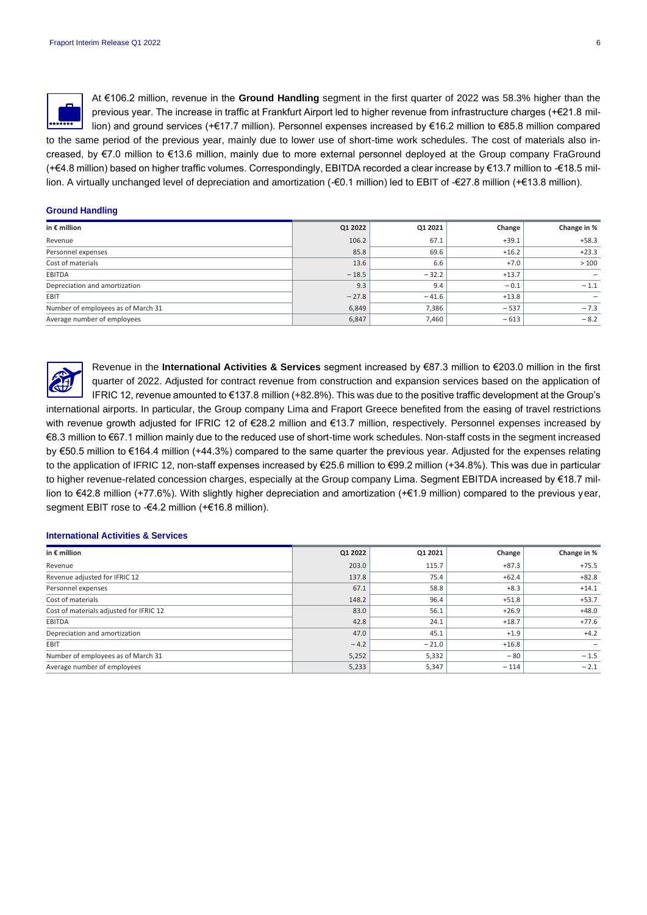At €106.2 million, revenue in the **Ground Handling** segment in the first quarter of 2022 was 58.3% higher than the previous year. The increase in traffic at Frankfurt Airport led to higher revenue from infrastructure charges (+€21.8 million) and ground services (+€17.7 million). Personnel expenses increased by €16.2 million to €85.8 million compared to the same period of the previous year, mainly due to lower use of short-time work schedules. The cost of materials also increased, by €7.0 million to €13.6 million, mainly due to more external personnel deployed at the Group company FraGround (+€4.8 million) based on higher traffic volumes. Correspondingly, EBITDA recorded a clear increase by €13.7 million to -€18.5 million. A virtually unchanged level of depreciation and amortization (-€0.1 million) led to EBIT of -€27.8 million (+€13.8 million).

### Ground Handling

| in € million | Q1 2022 | Q1 2021 | Change | Change in % |
|---|---|---|---|---|
| Revenue | 106.2 | 67.1 | +39.1 | +58.3 |
| Personnel expenses | 85.8 | 69.6 | +16.2 | +23.3 |
| Cost of materials | 13.6 | 6.6 | +7.0 | > 100 |
| EBITDA | – 18.5 | – 32.2 | +13.7 | – |
| Depreciation and amortization | 9.3 | 9.4 | – 0.1 | – 1.1 |
| EBIT | – 27.8 | – 41.6 | +13.8 | – |
| Number of employees as of March 31 | 6,849 | 7,386 | – 537 | – 7.3 |
| Average number of employees | 6,847 | 7,460 | – 613 | – 8.2 |

Revenue in the **International Activities & Services** segment increased by €87.3 million to €203.0 million in the first quarter of 2022. Adjusted for contract revenue from construction and expansion services based on the application of IFRIC 12, revenue amounted to €137.8 million (+82.8%). This was due to the positive traffic development at the Group's international airports. In particular, the Group company Lima and Fraport Greece benefited from the easing of travel restrictions with revenue growth adjusted for IFRIC 12 of €28.2 million and €13.7 million, respectively. Personnel expenses increased by €8.3 million to €67.1 million mainly due to the reduced use of short-time work schedules. Non-staff costs in the segment increased by €50.5 million to €164.4 million (+44.3%) compared to the same quarter the previous year. Adjusted for the expenses relating to the application of IFRIC 12, non-staff expenses increased by €25.6 million to €99.2 million (+34.8%). This was due in particular to higher revenue-related concession charges, especially at the Group company Lima. Segment EBITDA increased by €18.7 million to €42.8 million (+77.6%). With slightly higher depreciation and amortization (+€1.9 million) compared to the previous year, segment EBIT rose to -€4.2 million (+€16.8 million).

### International Activities & Services

| in € million | Q1 2022 | Q1 2021 | Change | Change in % |
|---|---|---|---|---|
| Revenue | 203.0 | 115.7 | +87.3 | +75.5 |
| Revenue adjusted for IFRIC 12 | 137.8 | 75.4 | +62.4 | +82.8 |
| Personnel expenses | 67.1 | 58.8 | +8.3 | +14.1 |
| Cost of materials | 148.2 | 96.4 | +51.8 | +53.7 |
| Cost of materials adjusted for IFRIC 12 | 83.0 | 56.1 | +26.9 | +48.0 |
| EBITDA | 42.8 | 24.1 | +18.7 | +77.6 |
| Depreciation and amortization | 47.0 | 45.1 | +1.9 | +4.2 |
| EBIT | – 4.2 | – 21.0 | +16.8 | – |
| Number of employees as of March 31 | 5,252 | 5,332 | – 80 | – 1.5 |
| Average number of employees | 5,233 | 5,347 | – 114 | – 2.1 |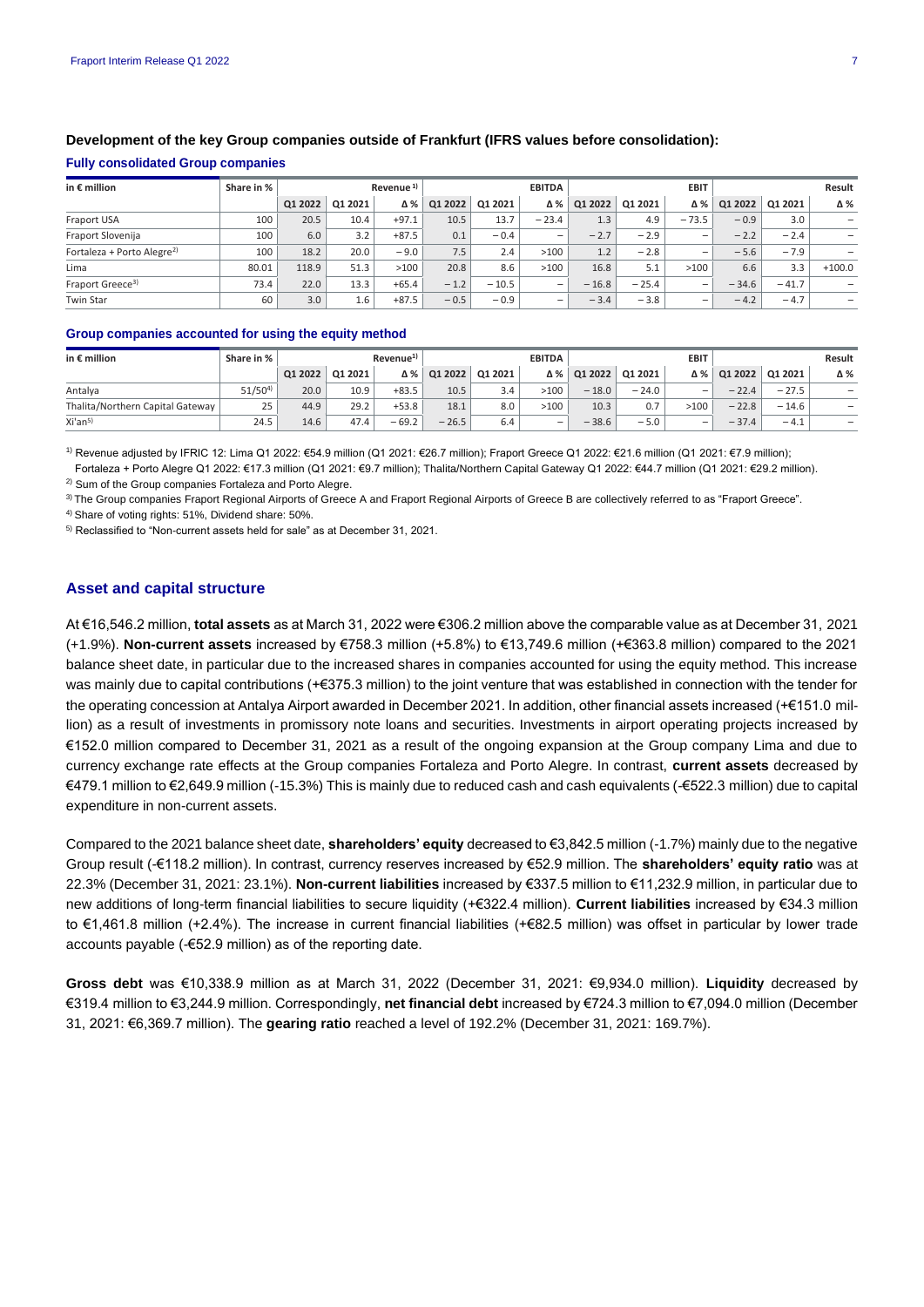### Development of the key Group companies outside of Frankfurt (IFRS values before consolidation):

#### Fully consolidated Group companies

| in € million | Share in % | Revenue [1] | | | EBITDA | | | EBIT | | | Result | | |
|---|---|---|---|---|---|---|---|---|---|---|---|---|---|
| | | Q1 2022 | Q1 2021 | Δ % | Q1 2022 | Q1 2021 | Δ % | Q1 2022 | Q1 2021 | Δ % | Q1 2022 | Q1 2021 | Δ % |
| Fraport USA | 100 | 20.5 | 10.4 | +97.1 | 10.5 | 13.7 | − 23.4 | 1.3 | 4.9 | − 73.5 | − 0.9 | 3.0 | – |
| Fraport Slovenija | 100 | 6.0 | 3.2 | +87.5 | 0.1 | − 0.4 | – | − 2.7 | − 2.9 | – | − 2.2 | − 2.4 | – |
| Fortaleza + Porto Alegre [2] | 100 | 18.2 | 20.0 | − 9.0 | 7.5 | 2.4 | >100 | 1.2 | − 2.8 | – | − 5.6 | − 7.9 | – |
| Lima | 80.01 | 118.9 | 51.3 | >100 | 20.8 | 8.6 | >100 | 16.8 | 5.1 | >100 | 6.6 | 3.3 | +100.0 |
| Fraport Greece [3] | 73.4 | 22.0 | 13.3 | +65.4 | − 1.2 | − 10.5 | – | − 16.8 | − 25.4 | – | − 34.6 | − 41.7 | – |
| Twin Star | 60 | 3.0 | 1.6 | +87.5 | − 0.5 | − 0.9 | – | − 3.4 | − 3.8 | – | − 4.2 | − 4.7 | – |

#### Group companies accounted for using the equity method

| in € million | Share in % | Revenue [1] | | | EBITDA | | | EBIT | | | Result | | |
|---|---|---|---|---|---|---|---|---|---|---|---|---|---|
| | | Q1 2022 | Q1 2021 | Δ % | Q1 2022 | Q1 2021 | Δ % | Q1 2022 | Q1 2021 | Δ % | Q1 2022 | Q1 2021 | Δ % |
| Antalya | 51/50 [4] | 20.0 | 10.9 | +83.5 | 10.5 | 3.4 | >100 | − 18.0 | − 24.0 | – | − 22.4 | − 27.5 | – |
| Thalita/Northern Capital Gateway | 25 | 44.9 | 29.2 | +53.8 | 18.1 | 8.0 | >100 | 10.3 | 0.7 | >100 | − 22.8 | − 14.6 | – |
| Xi'an [5] | 24.5 | 14.6 | 47.4 | − 69.2 | − 26.5 | 6.4 | – | − 38.6 | − 5.0 | – | − 37.4 | − 4.1 | – |

[1] Revenue adjusted by IFRIC 12: Lima Q1 2022: €54.9 million (Q1 2021: €26.7 million); Fraport Greece Q1 2022: €21.6 million (Q1 2021: €7.9 million); Fortaleza + Porto Alegre Q1 2022: €17.3 million (Q1 2021: €9.7 million); Thalita/Northern Capital Gateway Q1 2022: €44.7 million (Q1 2021: €29.2 million).

[2] Sum of the Group companies Fortaleza and Porto Alegre.

[3] The Group companies Fraport Regional Airports of Greece A and Fraport Regional Airports of Greece B are collectively referred to as "Fraport Greece".

[4] Share of voting rights: 51%, Dividend share: 50%.

[5] Reclassified to "Non-current assets held for sale" as at December 31, 2021.

## Asset and capital structure

At €16,546.2 million, **total assets** as at March 31, 2022 were €306.2 million above the comparable value as at December 31, 2021 (+1.9%). **Non-current assets** increased by €758.3 million (+5.8%) to €13,749.6 million (+€363.8 million) compared to the 2021 balance sheet date, in particular due to the increased shares in companies accounted for using the equity method. This increase was mainly due to capital contributions (+€375.3 million) to the joint venture that was established in connection with the tender for the operating concession at Antalya Airport awarded in December 2021. In addition, other financial assets increased (+€151.0 million) as a result of investments in promissory note loans and securities. Investments in airport operating projects increased by €152.0 million compared to December 31, 2021 as a result of the ongoing expansion at the Group company Lima and due to currency exchange rate effects at the Group companies Fortaleza and Porto Alegre. In contrast, **current assets** decreased by €479.1 million to €2,649.9 million (-15.3%) This is mainly due to reduced cash and cash equivalents (-€522.3 million) due to capital expenditure in non-current assets.

Compared to the 2021 balance sheet date, **shareholders' equity** decreased to €3,842.5 million (-1.7%) mainly due to the negative Group result (-€118.2 million). In contrast, currency reserves increased by €52.9 million. The **shareholders' equity ratio** was at 22.3% (December 31, 2021: 23.1%). **Non-current liabilities** increased by €337.5 million to €11,232.9 million, in particular due to new additions of long-term financial liabilities to secure liquidity (+€322.4 million). **Current liabilities** increased by €34.3 million to €1,461.8 million (+2.4%). The increase in current financial liabilities (+€82.5 million) was offset in particular by lower trade accounts payable (-€52.9 million) as of the reporting date.

**Gross debt** was €10,338.9 million as at March 31, 2022 (December 31, 2021: €9,934.0 million). **Liquidity** decreased by €319.4 million to €3,244.9 million. Correspondingly, **net financial debt** increased by €724.3 million to €7,094.0 million (December 31, 2021: €6,369.7 million). The **gearing ratio** reached a level of 192.2% (December 31, 2021: 169.7%).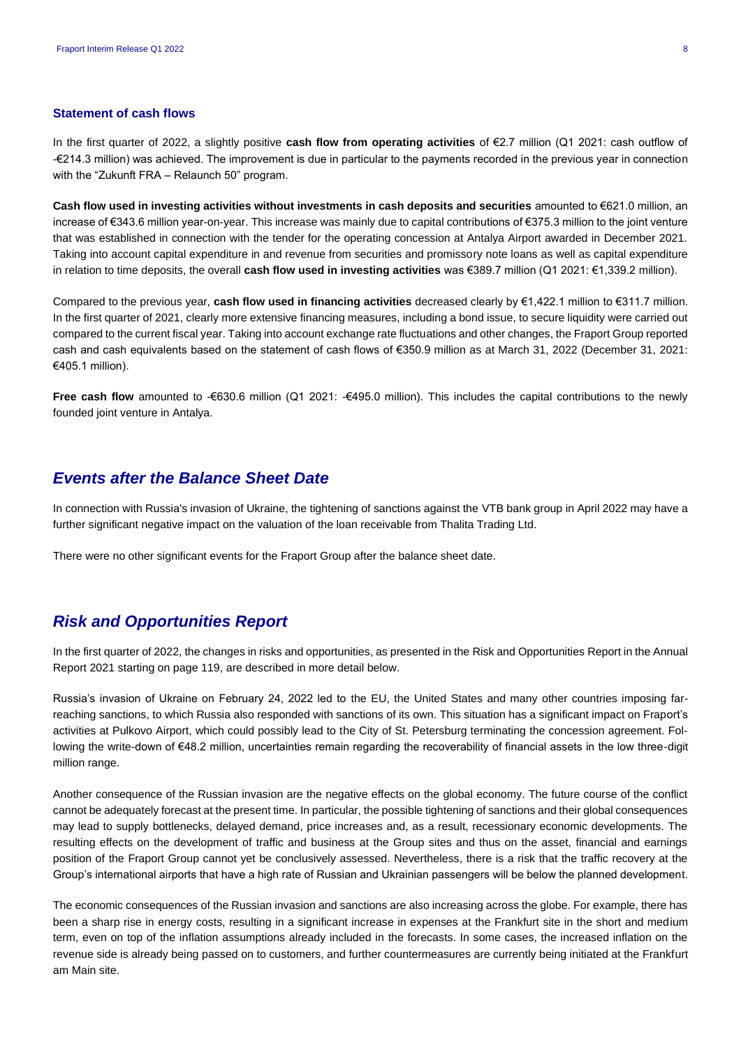### Statement of cash flows

In the first quarter of 2022, a slightly positive **cash flow from operating activities** of €2.7 million (Q1 2021: cash outflow of -€214.3 million) was achieved. The improvement is due in particular to the payments recorded in the previous year in connection with the "Zukunft FRA – Relaunch 50" program.

**Cash flow used in investing activities without investments in cash deposits and securities** amounted to €621.0 million, an increase of €343.6 million year-on-year. This increase was mainly due to capital contributions of €375.3 million to the joint venture that was established in connection with the tender for the operating concession at Antalya Airport awarded in December 2021. Taking into account capital expenditure in and revenue from securities and promissory note loans as well as capital expenditure in relation to time deposits, the overall **cash flow used in investing activities** was €389.7 million (Q1 2021: €1,339.2 million).

Compared to the previous year, **cash flow used in financing activities** decreased clearly by €1,422.1 million to €311.7 million. In the first quarter of 2021, clearly more extensive financing measures, including a bond issue, to secure liquidity were carried out compared to the current fiscal year. Taking into account exchange rate fluctuations and other changes, the Fraport Group reported cash and cash equivalents based on the statement of cash flows of €350.9 million as at March 31, 2022 (December 31, 2021: €405.1 million).

**Free cash flow** amounted to -€630.6 million (Q1 2021: -€495.0 million). This includes the capital contributions to the newly founded joint venture in Antalya.

## *Events after the Balance Sheet Date*

In connection with Russia's invasion of Ukraine, the tightening of sanctions against the VTB bank group in April 2022 may have a further significant negative impact on the valuation of the loan receivable from Thalita Trading Ltd.

There were no other significant events for the Fraport Group after the balance sheet date.

## *Risk and Opportunities Report*

In the first quarter of 2022, the changes in risks and opportunities, as presented in the Risk and Opportunities Report in the Annual Report 2021 starting on page 119, are described in more detail below.

Russia's invasion of Ukraine on February 24, 2022 led to the EU, the United States and many other countries imposing far-reaching sanctions, to which Russia also responded with sanctions of its own. This situation has a significant impact on Fraport's activities at Pulkovo Airport, which could possibly lead to the City of St. Petersburg terminating the concession agreement. Following the write-down of €48.2 million, uncertainties remain regarding the recoverability of financial assets in the low three-digit million range.

Another consequence of the Russian invasion are the negative effects on the global economy. The future course of the conflict cannot be adequately forecast at the present time. In particular, the possible tightening of sanctions and their global consequences may lead to supply bottlenecks, delayed demand, price increases and, as a result, recessionary economic developments. The resulting effects on the development of traffic and business at the Group sites and thus on the asset, financial and earnings position of the Fraport Group cannot yet be conclusively assessed. Nevertheless, there is a risk that the traffic recovery at the Group's international airports that have a high rate of Russian and Ukrainian passengers will be below the planned development.

The economic consequences of the Russian invasion and sanctions are also increasing across the globe. For example, there has been a sharp rise in energy costs, resulting in a significant increase in expenses at the Frankfurt site in the short and medium term, even on top of the inflation assumptions already included in the forecasts. In some cases, the increased inflation on the revenue side is already being passed on to customers, and further countermeasures are currently being initiated at the Frankfurt am Main site.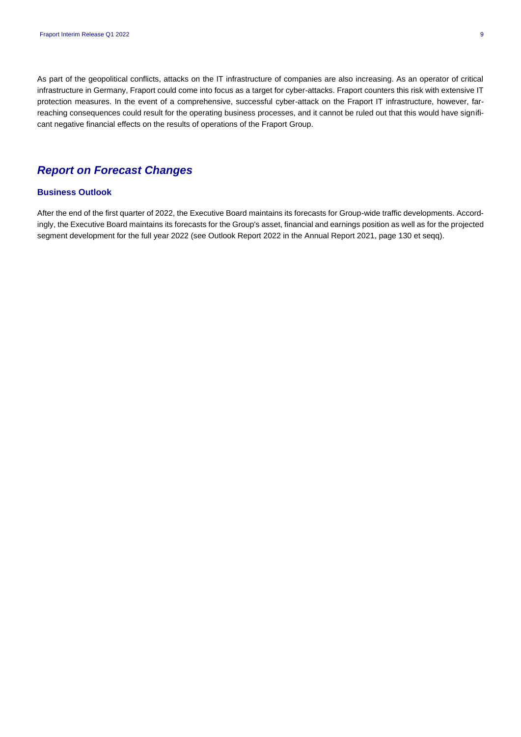As part of the geopolitical conflicts, attacks on the IT infrastructure of companies are also increasing. As an operator of critical infrastructure in Germany, Fraport could come into focus as a target for cyber-attacks. Fraport counters this risk with extensive IT protection measures. In the event of a comprehensive, successful cyber-attack on the Fraport IT infrastructure, however, far-reaching consequences could result for the operating business processes, and it cannot be ruled out that this would have significant negative financial effects on the results of operations of the Fraport Group.

## *Report on Forecast Changes*

### Business Outlook

After the end of the first quarter of 2022, the Executive Board maintains its forecasts for Group-wide traffic developments. Accordingly, the Executive Board maintains its forecasts for the Group's asset, financial and earnings position as well as for the projected segment development for the full year 2022 (see Outlook Report 2022 in the Annual Report 2021, page 130 et seqq).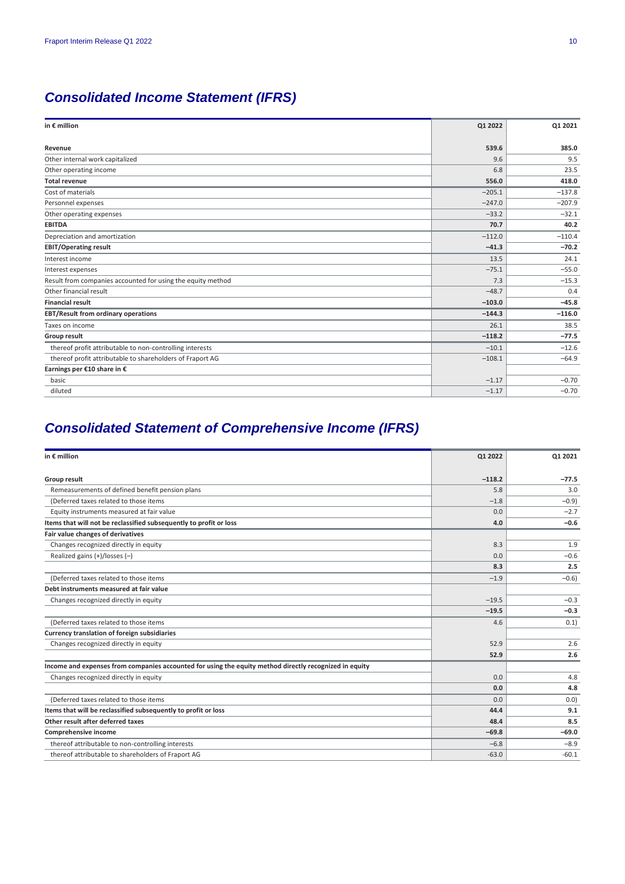## Consolidated Income Statement (IFRS)

| in € million | Q1 2022 | Q1 2021 |
|---|---|---|
| **Revenue** | **539.6** | **385.0** |
| Other internal work capitalized | 9.6 | 9.5 |
| Other operating income | 6.8 | 23.5 |
| **Total revenue** | **556.0** | **418.0** |
| Cost of materials | –205.1 | –137.8 |
| Personnel expenses | –247.0 | –207.9 |
| Other operating expenses | –33.2 | –32.1 |
| **EBITDA** | **70.7** | **40.2** |
| Depreciation and amortization | –112.0 | –110.4 |
| **EBIT/Operating result** | **–41.3** | **–70.2** |
| Interest income | 13.5 | 24.1 |
| Interest expenses | –75.1 | –55.0 |
| Result from companies accounted for using the equity method | 7.3 | –15.3 |
| Other financial result | –48.7 | 0.4 |
| **Financial result** | **–103.0** | **–45.8** |
| **EBT/Result from ordinary operations** | **–144.3** | **–116.0** |
| Taxes on income | 26.1 | 38.5 |
| **Group result** | **–118.2** | **–77.5** |
| thereof profit attributable to non-controlling interests | –10.1 | –12.6 |
| thereof profit attributable to shareholders of Fraport AG | –108.1 | –64.9 |
| **Earnings per €10 share in €** | | |
| basic | –1.17 | –0.70 |
| diluted | –1.17 | –0.70 |

## Consolidated Statement of Comprehensive Income (IFRS)

| in € million | Q1 2022 | Q1 2021 |
|---|---|---|
| **Group result** | **–118.2** | **–77.5** |
| Remeasurements of defined benefit pension plans | 5.8 | 3.0 |
| (Deferred taxes related to those items | –1.8 | –0.9) |
| Equity instruments measured at fair value | 0.0 | –2.7 |
| **Items that will not be reclassified subsequently to profit or loss** | **4.0** | **–0.6** |
| **Fair value changes of derivatives** | | |
| Changes recognized directly in equity | 8.3 | 1.9 |
| Realized gains (+)/losses (–) | 0.0 | –0.6 |
| | **8.3** | **2.5** |
| (Deferred taxes related to those items | –1.9 | –0.6) |
| **Debt instruments measured at fair value** | | |
| Changes recognized directly in equity | –19.5 | –0.3 |
| | **–19.5** | **–0.3** |
| (Deferred taxes related to those items | 4.6 | 0.1) |
| **Currency translation of foreign subsidiaries** | | |
| Changes recognized directly in equity | 52.9 | 2.6 |
| | **52.9** | **2.6** |
| **Income and expenses from companies accounted for using the equity method directly recognized in equity** | | |
| Changes recognized directly in equity | 0.0 | 4.8 |
| | **0.0** | **4.8** |
| (Deferred taxes related to those items | 0.0 | 0.0) |
| **Items that will be reclassified subsequently to profit or loss** | **44.4** | **9.1** |
| **Other result after deferred taxes** | **48.4** | **8.5** |
| **Comprehensive income** | **–69.8** | **–69.0** |
| thereof attributable to non-controlling interests | –6.8 | –8.9 |
| thereof attributable to shareholders of Fraport AG | -63.0 | -60.1 |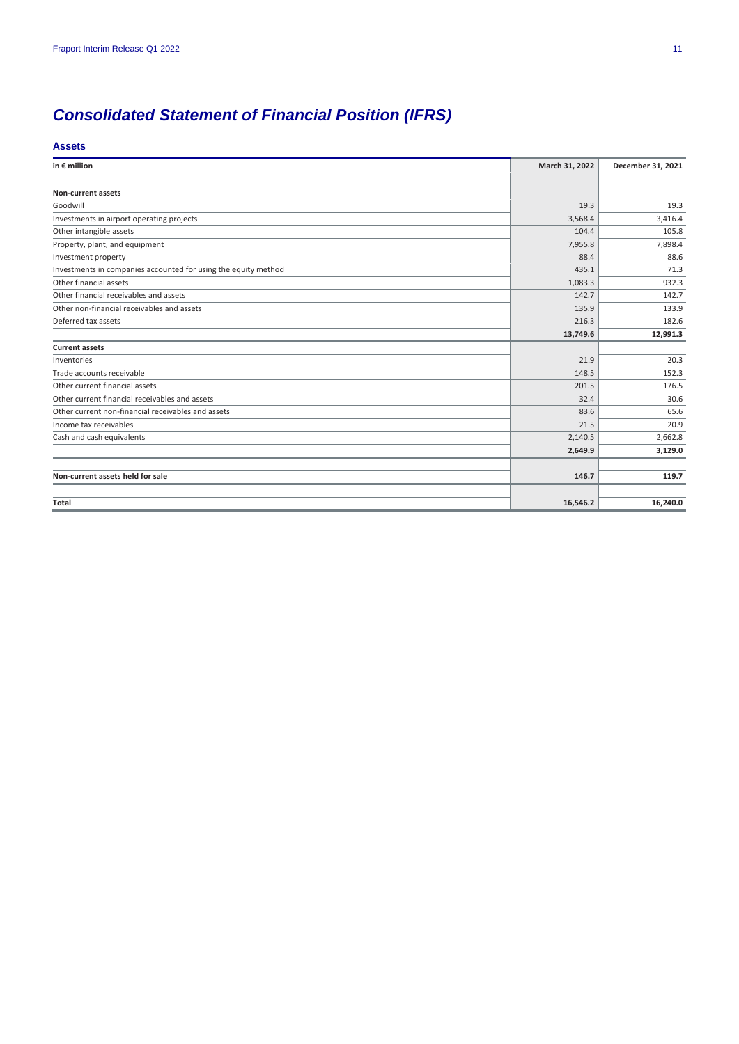# Consolidated Statement of Financial Position (IFRS)

## Assets

| in € million | March 31, 2022 | December 31, 2021 |
|---|---|---|
| **Non-current assets** | | |
| Goodwill | 19.3 | 19.3 |
| Investments in airport operating projects | 3,568.4 | 3,416.4 |
| Other intangible assets | 104.4 | 105.8 |
| Property, plant, and equipment | 7,955.8 | 7,898.4 |
| Investment property | 88.4 | 88.6 |
| Investments in companies accounted for using the equity method | 435.1 | 71.3 |
| Other financial assets | 1,083.3 | 932.3 |
| Other financial receivables and assets | 142.7 | 142.7 |
| Other non-financial receivables and assets | 135.9 | 133.9 |
| Deferred tax assets | 216.3 | 182.6 |
| | **13,749.6** | **12,991.3** |
| **Current assets** | | |
| Inventories | 21.9 | 20.3 |
| Trade accounts receivable | 148.5 | 152.3 |
| Other current financial assets | 201.5 | 176.5 |
| Other current financial receivables and assets | 32.4 | 30.6 |
| Other current non-financial receivables and assets | 83.6 | 65.6 |
| Income tax receivables | 21.5 | 20.9 |
| Cash and cash equivalents | 2,140.5 | 2,662.8 |
| | **2,649.9** | **3,129.0** |
| **Non-current assets held for sale** | **146.7** | **119.7** |
| **Total** | **16,546.2** | **16,240.0** |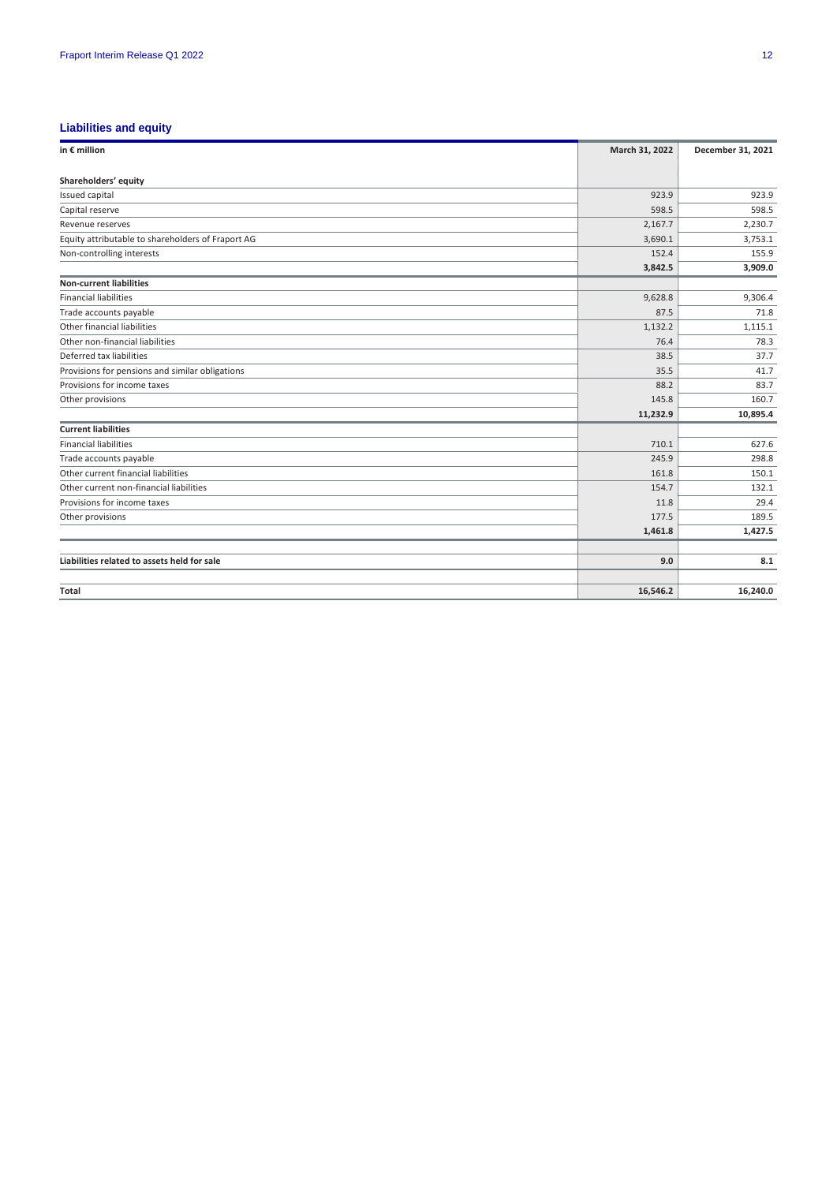## Liabilities and equity

| in € million | March 31, 2022 | December 31, 2021 |
|---|---|---|
| **Shareholders' equity** | | |
| Issued capital | 923.9 | 923.9 |
| Capital reserve | 598.5 | 598.5 |
| Revenue reserves | 2,167.7 | 2,230.7 |
| Equity attributable to shareholders of Fraport AG | 3,690.1 | 3,753.1 |
| Non-controlling interests | 152.4 | 155.9 |
| | **3,842.5** | **3,909.0** |
| **Non-current liabilities** | | |
| Financial liabilities | 9,628.8 | 9,306.4 |
| Trade accounts payable | 87.5 | 71.8 |
| Other financial liabilities | 1,132.2 | 1,115.1 |
| Other non-financial liabilities | 76.4 | 78.3 |
| Deferred tax liabilities | 38.5 | 37.7 |
| Provisions for pensions and similar obligations | 35.5 | 41.7 |
| Provisions for income taxes | 88.2 | 83.7 |
| Other provisions | 145.8 | 160.7 |
| | **11,232.9** | **10,895.4** |
| **Current liabilities** | | |
| Financial liabilities | 710.1 | 627.6 |
| Trade accounts payable | 245.9 | 298.8 |
| Other current financial liabilities | 161.8 | 150.1 |
| Other current non-financial liabilities | 154.7 | 132.1 |
| Provisions for income taxes | 11.8 | 29.4 |
| Other provisions | 177.5 | 189.5 |
| | **1,461.8** | **1,427.5** |
| **Liabilities related to assets held for sale** | **9.0** | **8.1** |
| **Total** | **16,546.2** | **16,240.0** |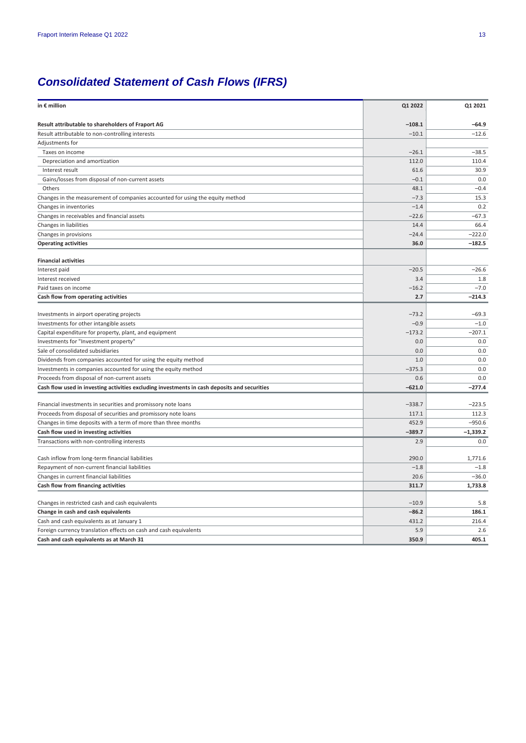# *Consolidated Statement of Cash Flows (IFRS)*

| in € million | Q1 2022 | Q1 2021 |
|---|---|---|
| **Result attributable to shareholders of Fraport AG** | **−108.1** | **−64.9** |
| Result attributable to non-controlling interests | −10.1 | −12.6 |
| Adjustments for | | |
| Taxes on income | −26.1 | −38.5 |
| Depreciation and amortization | 112.0 | 110.4 |
| Interest result | 61.6 | 30.9 |
| Gains/losses from disposal of non-current assets | −0.1 | 0.0 |
| Others | 48.1 | −0.4 |
| Changes in the measurement of companies accounted for using the equity method | −7.3 | 15.3 |
| Changes in inventories | −1.4 | 0.2 |
| Changes in receivables and financial assets | −22.6 | −67.3 |
| Changes in liabilities | 14.4 | 66.4 |
| Changes in provisions | −24.4 | −222.0 |
| **Operating activities** | **36.0** | **−182.5** |
| | | |
| **Financial activities** | | |
| Interest paid | −20.5 | −26.6 |
| Interest received | 3.4 | 1.8 |
| Paid taxes on income | −16.2 | −7.0 |
| **Cash flow from operating activities** | **2.7** | **−214.3** |
| | | |
| Investments in airport operating projects | −73.2 | −69.3 |
| Investments for other intangible assets | −0.9 | −1.0 |
| Capital expenditure for property, plant, and equipment | −173.2 | −207.1 |
| Investments for "Investment property" | 0.0 | 0.0 |
| Sale of consolidated subsidiaries | 0.0 | 0.0 |
| Dividends from companies accounted for using the equity method | 1.0 | 0.0 |
| Investments in companies accounted for using the equity method | −375.3 | 0.0 |
| Proceeds from disposal of non-current assets | 0.6 | 0.0 |
| **Cash flow used in investing activities excluding investments in cash deposits and securities** | **−621.0** | **−277.4** |
| | | |
| Financial investments in securities and promissory note loans | −338.7 | −223.5 |
| Proceeds from disposal of securities and promissory note loans | 117.1 | 112.3 |
| Changes in time deposits with a term of more than three months | 452.9 | −950.6 |
| **Cash flow used in investing activities** | **−389.7** | **−1,339.2** |
| Transactions with non-controlling interests | 2.9 | 0.0 |
| | | |
| Cash inflow from long-term financial liabilities | 290.0 | 1,771.6 |
| Repayment of non-current financial liabilities | −1.8 | −1.8 |
| Changes in current financial liabilities | 20.6 | −36.0 |
| **Cash flow from financing activities** | **311.7** | **1,733.8** |
| | | |
| Changes in restricted cash and cash equivalents | −10.9 | 5.8 |
| **Change in cash and cash equivalents** | **−86.2** | **186.1** |
| Cash and cash equivalents as at January 1 | 431.2 | 216.4 |
| Foreign currency translation effects on cash and cash equivalents | 5.9 | 2.6 |
| **Cash and cash equivalents as at March 31** | **350.9** | **405.1** |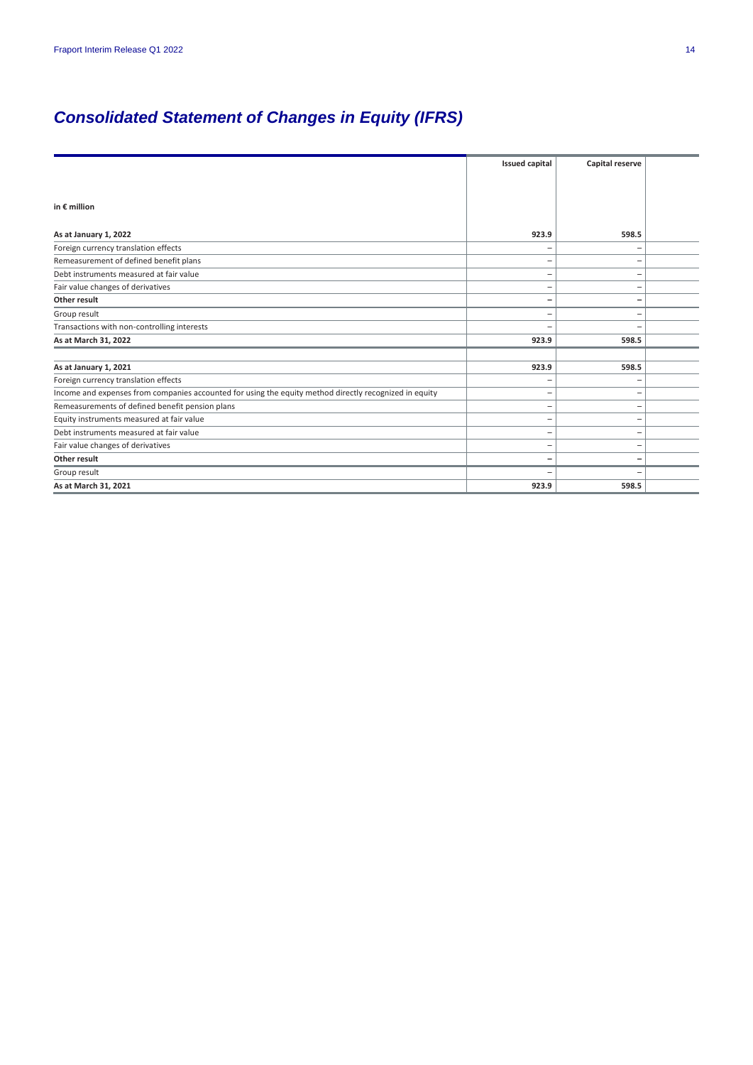# *Consolidated Statement of Changes in Equity (IFRS)*

| in € million | Issued capital | Capital reserve | |
|---|---|---|---|
| **As at January 1, 2022** | **923.9** | **598.5** | |
| Foreign currency translation effects | – | – | |
| Remeasurement of defined benefit plans | – | – | |
| Debt instruments measured at fair value | – | – | |
| Fair value changes of derivatives | – | – | |
| **Other result** | **–** | **–** | |
| Group result | – | – | |
| Transactions with non-controlling interests | – | – | |
| **As at March 31, 2022** | **923.9** | **598.5** | |
| | | | |
| **As at January 1, 2021** | **923.9** | **598.5** | |
| Foreign currency translation effects | – | – | |
| Income and expenses from companies accounted for using the equity method directly recognized in equity | – | – | |
| Remeasurements of defined benefit pension plans | – | – | |
| Equity instruments measured at fair value | – | – | |
| Debt instruments measured at fair value | – | – | |
| Fair value changes of derivatives | – | – | |
| **Other result** | **–** | **–** | |
| Group result | – | – | |
| **As at March 31, 2021** | **923.9** | **598.5** | |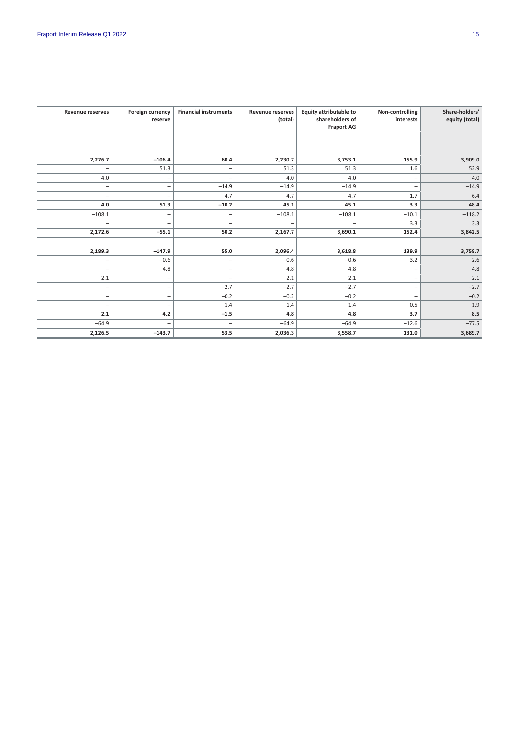| Revenue reserves | Foreign currency reserve | Financial instruments | Revenue reserves (total) | Equity attributable to shareholders of Fraport AG | Non-controlling interests | Share-holders' equity (total) |
|---|---|---|---|---|---|---|
| **2,276.7** | **−106.4** | **60.4** | **2,230.7** | **3,753.1** | **155.9** | **3,909.0** |
| – | 51.3 | – | 51.3 | 51.3 | 1.6 | 52.9 |
| 4.0 | – | – | 4.0 | 4.0 | – | 4.0 |
| – | – | −14.9 | −14.9 | −14.9 | – | −14.9 |
| – | – | 4.7 | 4.7 | 4.7 | 1.7 | 6.4 |
| **4.0** | **51.3** | **−10.2** | **45.1** | **45.1** | **3.3** | **48.4** |
| −108.1 | – | – | −108.1 | −108.1 | −10.1 | −118.2 |
| – | – | – | – | – | 3.3 | 3.3 |
| **2,172.6** | **−55.1** | **50.2** | **2,167.7** | **3,690.1** | **152.4** | **3,842.5** |
| | | | | | | |
| **2,189.3** | **−147.9** | **55.0** | **2,096.4** | **3,618.8** | **139.9** | **3,758.7** |
| – | −0.6 | – | −0.6 | −0.6 | 3.2 | 2.6 |
| – | 4.8 | – | 4.8 | 4.8 | – | 4.8 |
| 2.1 | – | – | 2.1 | 2.1 | – | 2.1 |
| – | – | −2.7 | −2.7 | −2.7 | – | −2.7 |
| – | – | −0.2 | −0.2 | −0.2 | – | −0.2 |
| – | – | 1.4 | 1.4 | 1.4 | 0.5 | 1.9 |
| **2.1** | **4.2** | **−1.5** | **4.8** | **4.8** | **3.7** | **8.5** |
| −64.9 | – | – | −64.9 | −64.9 | −12.6 | −77.5 |
| **2,126.5** | **−143.7** | **53.5** | **2,036.3** | **3,558.7** | **131.0** | **3,689.7** |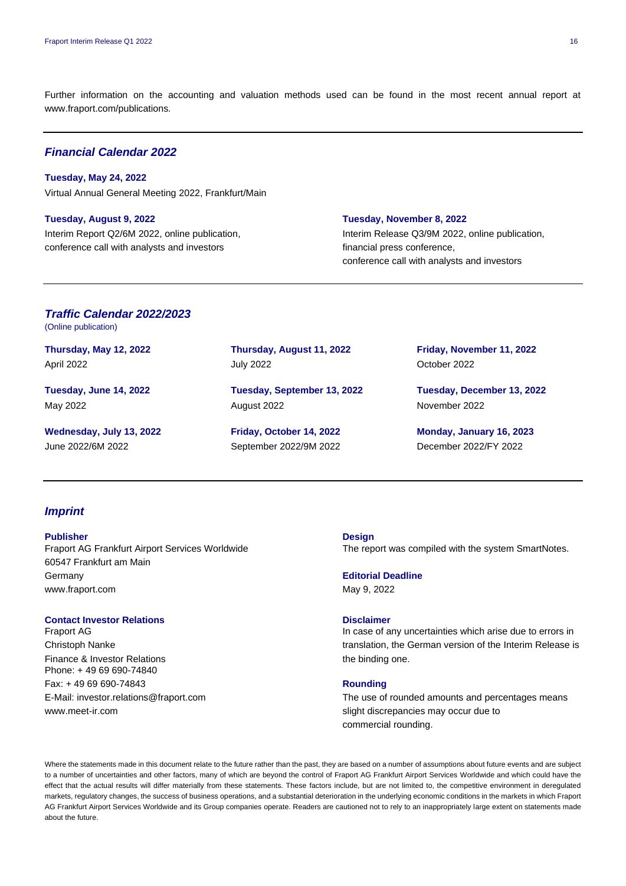Further information on the accounting and valuation methods used can be found in the most recent annual report at www.fraport.com/publications.

## *Financial Calendar 2022*

**Tuesday, May 24, 2022**
Virtual Annual General Meeting 2022, Frankfurt/Main

**Tuesday, August 9, 2022**
Interim Report Q2/6M 2022, online publication, conference call with analysts and investors

**Tuesday, November 8, 2022**
Interim Release Q3/9M 2022, online publication, financial press conference, conference call with analysts and investors

## *Traffic Calendar 2022/2023*

(Online publication)

**Thursday, May 12, 2022**
April 2022

**Tuesday, June 14, 2022**
May 2022

**Wednesday, July 13, 2022**
June 2022/6M 2022

**Thursday, August 11, 2022**
July 2022

**Tuesday, September 13, 2022**
August 2022

**Friday, October 14, 2022**
September 2022/9M 2022

**Friday, November 11, 2022**
October 2022

**Tuesday, December 13, 2022**
November 2022

**Monday, January 16, 2023**
December 2022/FY 2022

## *Imprint*

**Publisher**
Fraport AG Frankfurt Airport Services Worldwide
60547 Frankfurt am Main
Germany
www.fraport.com

**Contact Investor Relations**
Fraport AG
Christoph Nanke
Finance & Investor Relations
Phone: + 49 69 690-74840
Fax: + 49 69 690-74843
E-Mail: investor.relations@fraport.com
www.meet-ir.com

**Design**
The report was compiled with the system SmartNotes.

**Editorial Deadline**
May 9, 2022

**Disclaimer**
In case of any uncertainties which arise due to errors in translation, the German version of the Interim Release is the binding one.

**Rounding**
The use of rounded amounts and percentages means slight discrepancies may occur due to commercial rounding.

Where the statements made in this document relate to the future rather than the past, they are based on a number of assumptions about future events and are subject to a number of uncertainties and other factors, many of which are beyond the control of Fraport AG Frankfurt Airport Services Worldwide and which could have the effect that the actual results will differ materially from these statements. These factors include, but are not limited to, the competitive environment in deregulated markets, regulatory changes, the success of business operations, and a substantial deterioration in the underlying economic conditions in the markets in which Fraport AG Frankfurt Airport Services Worldwide and its Group companies operate. Readers are cautioned not to rely to an inappropriately large extent on statements made about the future.